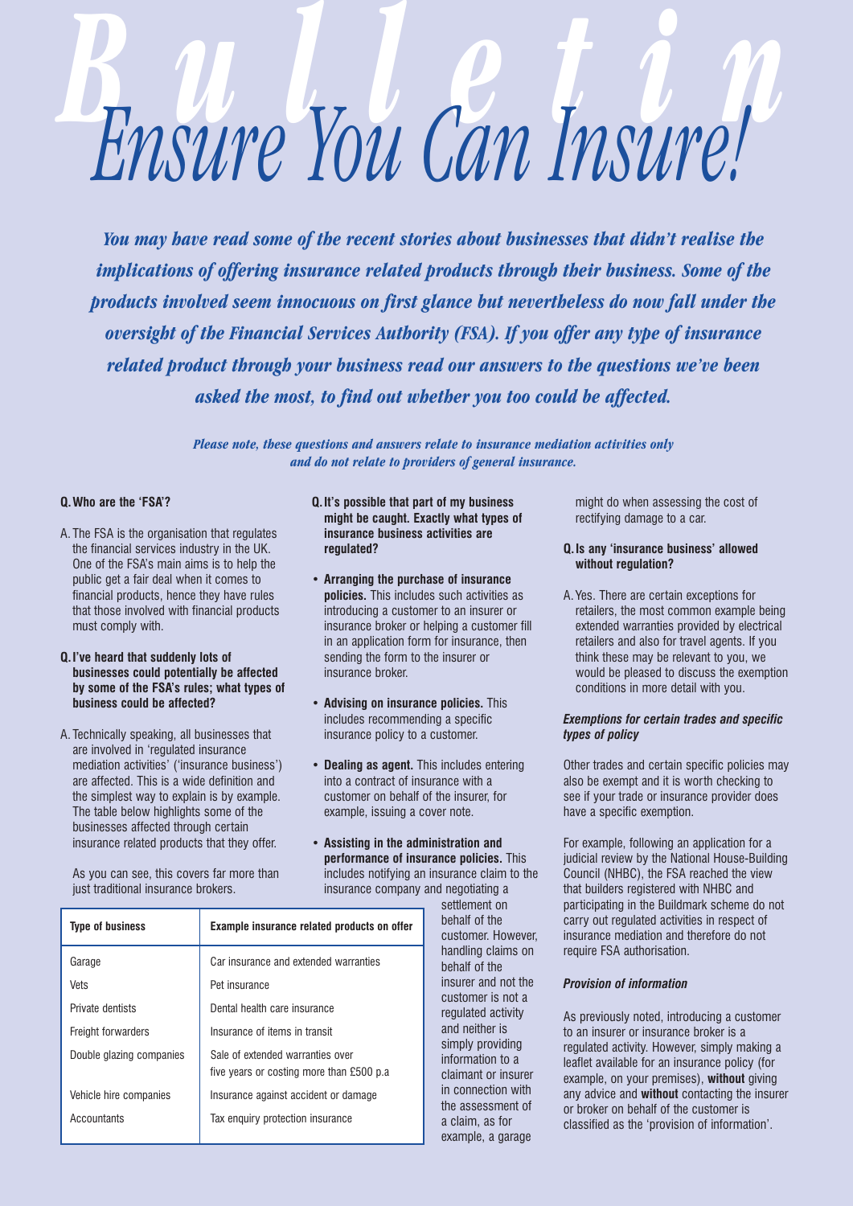# Bulletin

# Ensure You Can Insure!

***You may have read some of the recent stories about businesses that didn't realise the implications of offering insurance related products through their business. Some of the products involved seem innocuous on first glance but nevertheless do now fall under the oversight of the Financial Services Authority (FSA). If you offer any type of insurance related product through your business read our answers to the questions we've been asked the most, to find out whether you too could be affected.***

*Please note, these questions and answers relate to insurance mediation activities only and do not relate to providers of general insurance.*

**Q. Who are the 'FSA'?**

A. The FSA is the organisation that regulates the financial services industry in the UK. One of the FSA's main aims is to help the public get a fair deal when it comes to financial products, hence they have rules that those involved with financial products must comply with.

**Q. I've heard that suddenly lots of businesses could potentially be affected by some of the FSA's rules; what types of business could be affected?**

A. Technically speaking, all businesses that are involved in 'regulated insurance mediation activities' ('insurance business') are affected. This is a wide definition and the simplest way to explain is by example. The table below highlights some of the businesses affected through certain insurance related products that they offer.

As you can see, this covers far more than just traditional insurance brokers.

| Type of business | Example insurance related products on offer |
|---|---|
| Garage | Car insurance and extended warranties |
| Vets | Pet insurance |
| Private dentists | Dental health care insurance |
| Freight forwarders | Insurance of items in transit |
| Double glazing companies | Sale of extended warranties over five years or costing more than £500 p.a |
| Vehicle hire companies | Insurance against accident or damage |
| Accountants | Tax enquiry protection insurance |

**Q. It's possible that part of my business might be caught. Exactly what types of insurance business activities are regulated?**

- **Arranging the purchase of insurance policies.** This includes such activities as introducing a customer to an insurer or insurance broker or helping a customer fill in an application form for insurance, then sending the form to the insurer or insurance broker.
- **Advising on insurance policies.** This includes recommending a specific insurance policy to a customer.
- **Dealing as agent.** This includes entering into a contract of insurance with a customer on behalf of the insurer, for example, issuing a cover note.
- **Assisting in the administration and performance of insurance policies.** This includes notifying an insurance claim to the insurance company and negotiating a settlement on behalf of the customer. However, handling claims on behalf of the insurer and not the customer is not a regulated activity and neither is simply providing information to a claimant or insurer in connection with the assessment of a claim, as for example, a garage might do when assessing the cost of rectifying damage to a car.

**Q. Is any 'insurance business' allowed without regulation?**

A. Yes. There are certain exceptions for retailers, the most common example being extended warranties provided by electrical retailers and also for travel agents. If you think these may be relevant to you, we would be pleased to discuss the exemption conditions in more detail with you.

***Exemptions for certain trades and specific types of policy***

Other trades and certain specific policies may also be exempt and it is worth checking to see if your trade or insurance provider does have a specific exemption.

For example, following an application for a judicial review by the National House-Building Council (NHBC), the FSA reached the view that builders registered with NHBC and participating in the Buildmark scheme do not carry out regulated activities in respect of insurance mediation and therefore do not require FSA authorisation.

***Provision of information***

As previously noted, introducing a customer to an insurer or insurance broker is a regulated activity. However, simply making a leaflet available for an insurance policy (for example, on your premises), **without** giving any advice and **without** contacting the insurer or broker on behalf of the customer is classified as the 'provision of information'.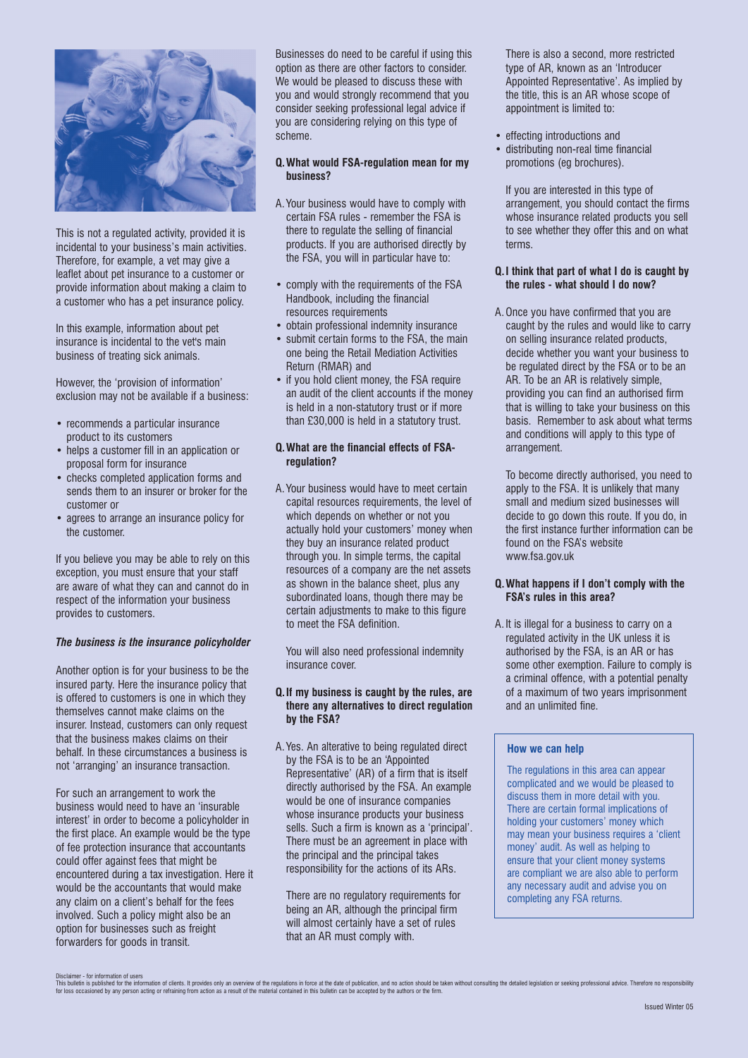This is not a regulated activity, provided it is incidental to your business's main activities. Therefore, for example, a vet may give a leaflet about pet insurance to a customer or provide information about making a claim to a customer who has a pet insurance policy.

In this example, information about pet insurance is incidental to the vet's main business of treating sick animals.

However, the 'provision of information' exclusion may not be available if a business:

- recommends a particular insurance product to its customers
- helps a customer fill in an application or proposal form for insurance
- checks completed application forms and sends them to an insurer or broker for the customer or
- agrees to arrange an insurance policy for the customer.

If you believe you may be able to rely on this exception, you must ensure that your staff are aware of what they can and cannot do in respect of the information your business provides to customers.

***The business is the insurance policyholder***

Another option is for your business to be the insured party. Here the insurance policy that is offered to customers is one in which they themselves cannot make claims on the insurer. Instead, customers can only request that the business makes claims on their behalf. In these circumstances a business is not 'arranging' an insurance transaction.

For such an arrangement to work the business would need to have an 'insurable interest' in order to become a policyholder in the first place. An example would be the type of fee protection insurance that accountants could offer against fees that might be encountered during a tax investigation. Here it would be the accountants that would make any claim on a client's behalf for the fees involved. Such a policy might also be an option for businesses such as freight forwarders for goods in transit.

Businesses do need to be careful if using this option as there are other factors to consider. We would be pleased to discuss these with you and would strongly recommend that you consider seeking professional legal advice if you are considering relying on this type of scheme.

**Q. What would FSA-regulation mean for my business?**

A. Your business would have to comply with certain FSA rules - remember the FSA is there to regulate the selling of financial products. If you are authorised directly by the FSA, you will in particular have to:

- comply with the requirements of the FSA Handbook, including the financial resources requirements
- obtain professional indemnity insurance
- submit certain forms to the FSA, the main one being the Retail Mediation Activities Return (RMAR) and
- if you hold client money, the FSA require an audit of the client accounts if the money is held in a non-statutory trust or if more than £30,000 is held in a statutory trust.

**Q. What are the financial effects of FSA-regulation?**

A. Your business would have to meet certain capital resources requirements, the level of which depends on whether or not you actually hold your customers' money when they buy an insurance related product through you. In simple terms, the capital resources of a company are the net assets as shown in the balance sheet, plus any subordinated loans, though there may be certain adjustments to make to this figure to meet the FSA definition.

You will also need professional indemnity insurance cover.

**Q. If my business is caught by the rules, are there any alternatives to direct regulation by the FSA?**

A. Yes. An alterative to being regulated direct by the FSA is to be an 'Appointed Representative' (AR) of a firm that is itself directly authorised by the FSA. An example would be one of insurance companies whose insurance products your business sells. Such a firm is known as a 'principal'. There must be an agreement in place with the principal and the principal takes responsibility for the actions of its ARs.

There are no regulatory requirements for being an AR, although the principal firm will almost certainly have a set of rules that an AR must comply with.

There is also a second, more restricted type of AR, known as an 'Introducer Appointed Representative'. As implied by the title, this is an AR whose scope of appointment is limited to:

- effecting introductions and
- distributing non-real time financial promotions (eg brochures).

If you are interested in this type of arrangement, you should contact the firms whose insurance related products you sell to see whether they offer this and on what terms.

**Q. I think that part of what I do is caught by the rules - what should I do now?**

A. Once you have confirmed that you are caught by the rules and would like to carry on selling insurance related products, decide whether you want your business to be regulated direct by the FSA or to be an AR. To be an AR is relatively simple, providing you can find an authorised firm that is willing to take your business on this basis. Remember to ask about what terms and conditions will apply to this type of arrangement.

To become directly authorised, you need to apply to the FSA. It is unlikely that many small and medium sized businesses will decide to go down this route. If you do, in the first instance further information can be found on the FSA's website www.fsa.gov.uk

**Q. What happens if I don't comply with the FSA's rules in this area?**

A. It is illegal for a business to carry on a regulated activity in the UK unless it is authorised by the FSA, is an AR or has some other exemption. Failure to comply is a criminal offence, with a potential penalty of a maximum of two years imprisonment and an unlimited fine.

**How we can help**

The regulations in this area can appear complicated and we would be pleased to discuss them in more detail with you. There are certain formal implications of holding your customers' money which may mean your business requires a 'client money' audit. As well as helping to ensure that your client money systems are compliant we are also able to perform any necessary audit and advise you on completing any FSA returns.

Disclaimer - for information of users
This bulletin is published for the information of clients. It provides only an overview of the regulations in force at the date of publication, and no action should be taken without consulting the detailed legislation or seeking professional advice. Therefore no responsibility for loss occasioned by any person acting or refraining from action as a result of the material contained in this bulletin can be accepted by the authors or the firm.

Issued Winter 05